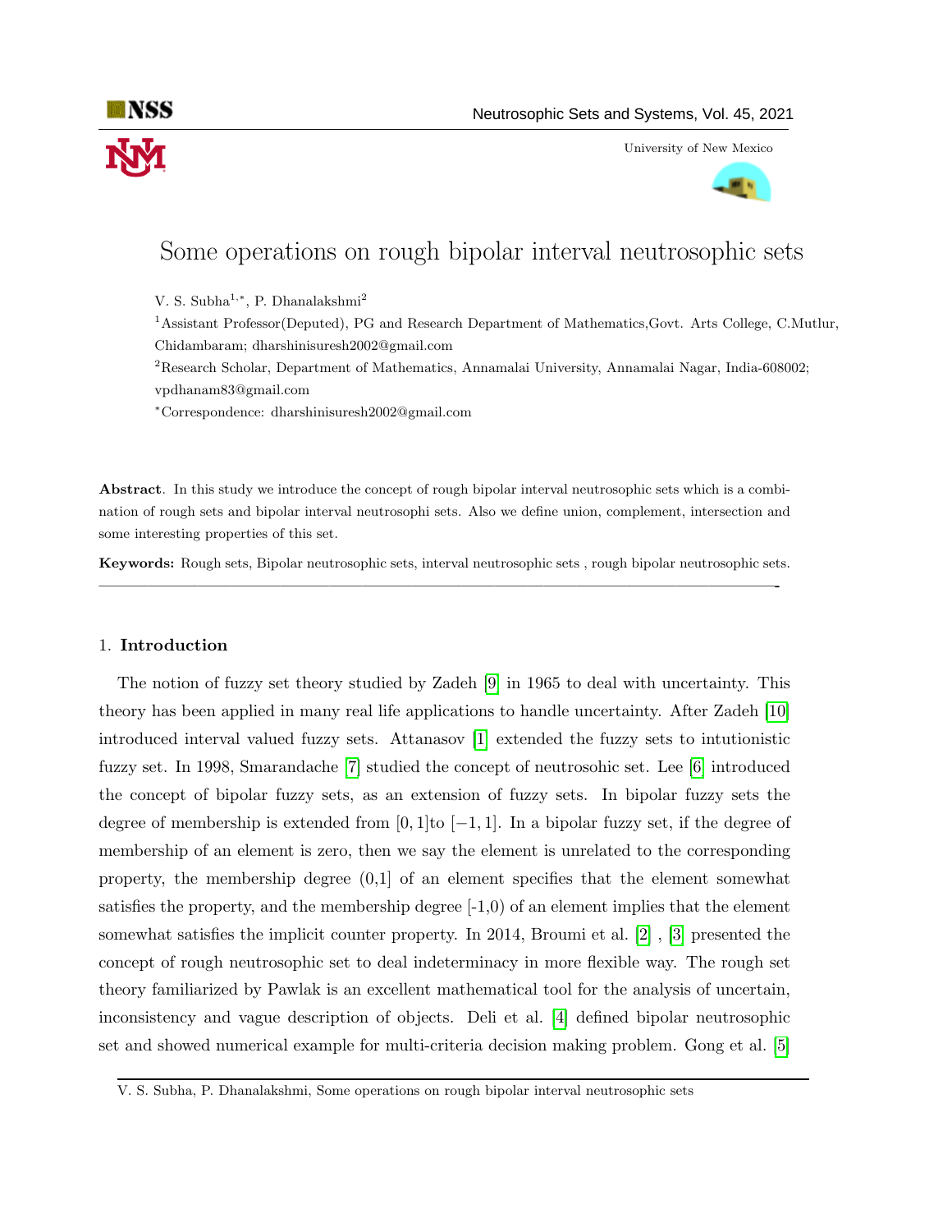# Some operations on rough bipolar interval neutrosophic sets

V. S. Subha[1,*], P. Dhanalakshmi[2]

[1]Assistant Professor(Deputed), PG and Research Department of Mathematics,Govt. Arts College, C.Mutlur, Chidambaram; dharshinisuresh2002@gmail.com

[2]Research Scholar, Department of Mathematics, Annamalai University, Annamalai Nagar, India-608002; vpdhanam83@gmail.com

*Correspondence: dharshinisuresh2002@gmail.com

**Abstract**. In this study we introduce the concept of rough bipolar interval neutrosophic sets which is a combination of rough sets and bipolar interval neutrosophi sets. Also we define union, complement, intersection and some interesting properties of this set.

**Keywords:** Rough sets, Bipolar neutrosophic sets, interval neutrosophic sets , rough bipolar neutrosophic sets.

---

## 1. **Introduction**

The notion of fuzzy set theory studied by Zadeh [9] in 1965 to deal with uncertainty. This theory has been applied in many real life applications to handle uncertainty. After Zadeh [10] introduced interval valued fuzzy sets. Attanasov [1] extended the fuzzy sets to intutionistic fuzzy set. In 1998, Smarandache [7] studied the concept of neutrosohic set. Lee [6] introduced the concept of bipolar fuzzy sets, as an extension of fuzzy sets. In bipolar fuzzy sets the degree of membership is extended from $[0, 1]$to $[-1, 1]$. In a bipolar fuzzy set, if the degree of membership of an element is zero, then we say the element is unrelated to the corresponding property, the membership degree (0,1] of an element specifies that the element somewhat satisfies the property, and the membership degree [-1,0) of an element implies that the element somewhat satisfies the implicit counter property. In 2014, Broumi et al. [2] , [3] presented the concept of rough neutrosophic set to deal indeterminacy in more flexible way. The rough set theory familiarized by Pawlak is an excellent mathematical tool for the analysis of uncertain, inconsistency and vague description of objects. Deli et al. [4] defined bipolar neutrosophic set and showed numerical example for multi-criteria decision making problem. Gong et al. [5]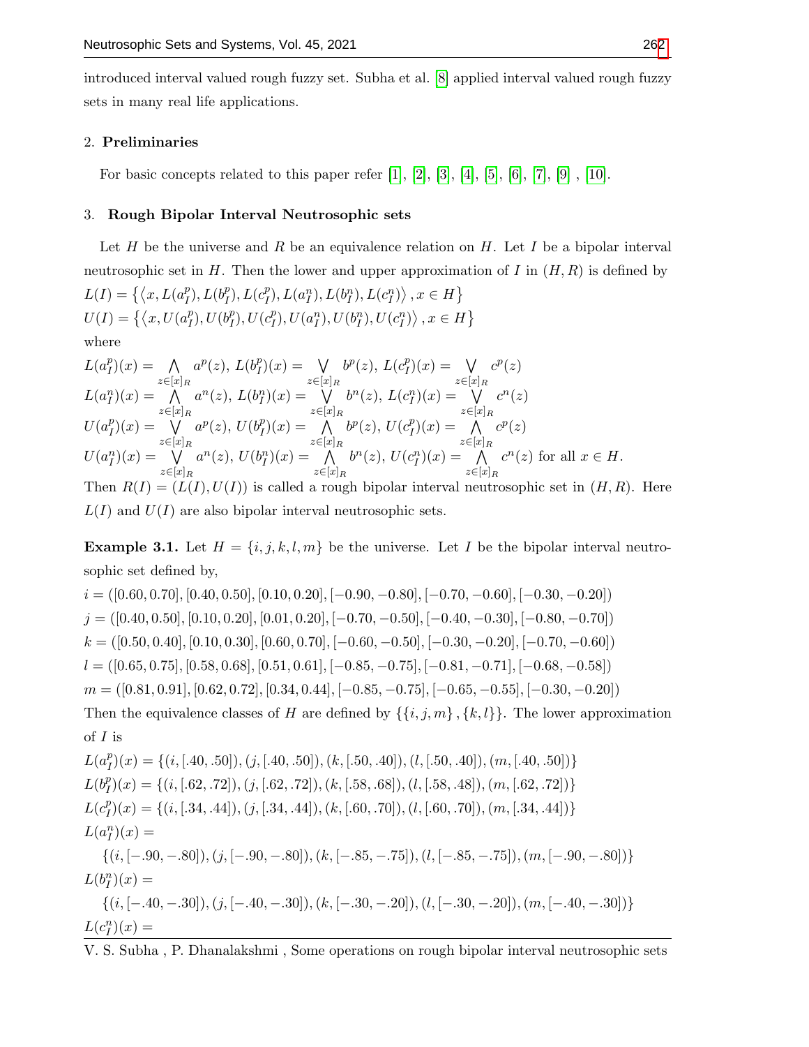introduced interval valued rough fuzzy set. Subha et al. [8] applied interval valued rough fuzzy sets in many real life applications.

## 2. Preliminaries

For basic concepts related to this paper refer [1], [2], [3], [4], [5], [6], [7], [9] , [10].

## 3. Rough Bipolar Interval Neutrosophic sets

Let $H$ be the universe and $R$ be an equivalence relation on $H$. Let $I$ be a bipolar interval neutrosophic set in $H$. Then the lower and upper approximation of $I$ in $(H, R)$ is defined by

$L(I) = \left\{\left\langle x, L(a_I^p), L(b_I^p), L(c_I^p), L(a_I^n), L(b_I^n), L(c_I^n)\right\rangle, x \in H\right\}$

$U(I) = \left\{\left\langle x, U(a_I^p), U(b_I^p), U(c_I^p), U(a_I^n), U(b_I^n), U(c_I^n)\right\rangle, x \in H\right\}$

where

$L(a_I^p)(x) = \bigwedge_{z \in [x]_R} a^p(z),\ L(b_I^p)(x) = \bigvee_{z \in [x]_R} b^p(z),\ L(c_I^p)(x) = \bigvee_{z \in [x]_R} c^p(z)$

$L(a_I^n)(x) = \bigwedge_{z \in [x]_R} a^n(z),\ L(b_I^n)(x) = \bigvee_{z \in [x]_R} b^n(z),\ L(c_I^n)(x) = \bigvee_{z \in [x]_R} c^n(z)$

$U(a_I^p)(x) = \bigvee_{z \in [x]_R} a^p(z),\ U(b_I^p)(x) = \bigwedge_{z \in [x]_R} b^p(z),\ U(c_I^p)(x) = \bigwedge_{z \in [x]_R} c^p(z)$

$U(a_I^n)(x) = \bigvee_{z \in [x]_R} a^n(z),\ U(b_I^n)(x) = \bigwedge_{z \in [x]_R} b^n(z),\ U(c_I^n)(x) = \bigwedge_{z \in [x]_R} c^n(z)$ for all $x \in H$.

Then $R(I) = (L(I), U(I))$ is called a rough bipolar interval neutrosophic set in $(H, R)$. Here $L(I)$ and $U(I)$ are also bipolar interval neutrosophic sets.

**Example 3.1.** Let $H = \{i, j, k, l, m\}$ be the universe. Let $I$ be the bipolar interval neutrosophic set defined by,

$i = ([0.60, 0.70], [0.40, 0.50], [0.10, 0.20], [-0.90, -0.80], [-0.70, -0.60], [-0.30, -0.20])$

$j = ([0.40, 0.50], [0.10, 0.20], [0.01, 0.20], [-0.70, -0.50], [-0.40, -0.30], [-0.80, -0.70])$

$k = ([0.50, 0.40], [0.10, 0.30], [0.60, 0.70], [-0.60, -0.50], [-0.30, -0.20], [-0.70, -0.60])$

$l = ([0.65, 0.75], [0.58, 0.68], [0.51, 0.61], [-0.85, -0.75], [-0.81, -0.71], [-0.68, -0.58])$

$m = ([0.81, 0.91], [0.62, 0.72], [0.34, 0.44], [-0.85, -0.75], [-0.65, -0.55], [-0.30, -0.20])$

Then the equivalence classes of $H$ are defined by $\{\{i, j, m\}, \{k, l\}\}$. The lower approximation of $I$ is

$L(a_I^p)(x) = \{(i, [.40, .50]), (j, [.40, .50]), (k, [.50, .40]), (l, [.50, .40]), (m, [.40, .50])\}$

$L(b_I^p)(x) = \{(i, [.62, .72]), (j, [.62, .72]), (k, [.58, .68]), (l, [.58, .48]), (m, [.62, .72])\}$

$L(c_I^p)(x) = \{(i, [.34, .44]), (j, [.34, .44]), (k, [.60, .70]), (l, [.60, .70]), (m, [.34, .44])\}$

$L(a_I^n)(x) =$

$\{(i, [-.90, -.80]), (j, [-.90, -.80]), (k, [-.85, -.75]), (l, [-.85, -.75]), (m, [-.90, -.80])\}$

$L(b_I^n)(x) =$

$\{(i, [-.40, -.30]), (j, [-.40, -.30]), (k, [-.30, -.20]), (l, [-.30, -.20]), (m, [-.40, -.30])\}$

$L(c_I^n)(x) =$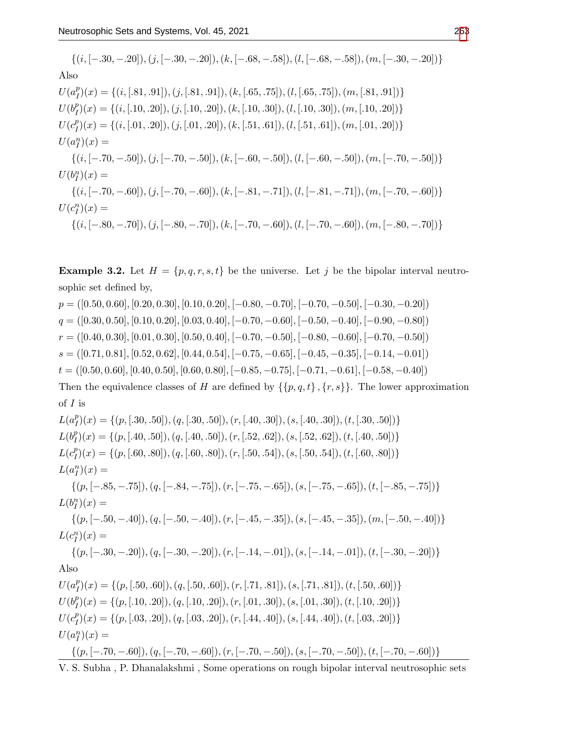$\{(i, [-.30, -.20]), (j, [-.30, -.20]), (k, [-.68, -.58]), (l, [-.68, -.58]), (m, [-.30, -.20])\}$

Also

$U(a_I^p)(x) = \{(i, [.81, .91]), (j, [.81, .91]), (k, [.65, .75]), (l, [.65, .75]), (m, [.81, .91])\}$

$U(b_I^p)(x) = \{(i, [.10, .20]), (j, [.10, .20]), (k, [.10, .30]), (l, [.10, .30]), (m, [.10, .20])\}$

$U(c_I^p)(x) = \{(i, [.01, .20]), (j, [.01, .20]), (k, [.51, .61]), (l, [.51, .61]), (m, [.01, .20])\}$

$U(a_I^n)(x) =$

$\{(i, [-.70, -.50]), (j, [-.70, -.50]), (k, [-.60, -.50]), (l, [-.60, -.50]), (m, [-.70, -.50])\}$

$U(b_I^n)(x) =$

$\{(i, [-.70, -.60]), (j, [-.70, -.60]), (k, [-.81, -.71]), (l, [-.81, -.71]), (m, [-.70, -.60])\}$

$U(c_I^n)(x) =$

$\{(i, [-.80, -.70]), (j, [-.80, -.70]), (k, [-.70, -.60]), (l, [-.70, -.60]), (m, [-.80, -.70])\}$

**Example 3.2.** Let $H = \{p, q, r, s, t\}$ be the universe. Let $j$ be the bipolar interval neutrosophic set defined by,

$p = ([0.50, 0.60], [0.20, 0.30], [0.10, 0.20], [-0.80, -0.70], [-0.70, -0.50], [-0.30, -0.20])$

$q = ([0.30, 0.50], [0.10, 0.20], [0.03, 0.40], [-0.70, -0.60], [-0.50, -0.40], [-0.90, -0.80])$

$r = ([0.40, 0.30], [0.01, 0.30], [0.50, 0.40], [-0.70, -0.50], [-0.80, -0.60], [-0.70, -0.50])$

$s = ([0.71, 0.81], [0.52, 0.62], [0.44, 0.54], [-0.75, -0.65], [-0.45, -0.35], [-0.14, -0.01])$

$t = ([0.50, 0.60], [0.40, 0.50], [0.60, 0.80], [-0.85, -0.75], [-0.71, -0.61], [-0.58, -0.40])$

Then the equivalence classes of $H$ are defined by $\{\{p, q, t\}, \{r, s\}\}$. The lower approximation of $I$ is

$L(a_I^p)(x) = \{(p, [.30, .50]), (q, [.30, .50]), (r, [.40, .30]), (s, [.40, .30]), (t, [.30, .50])\}$

$L(b_I^p)(x) = \{(p, [.40, .50]), (q, [.40, .50]), (r, [.52, .62]), (s, [.52, .62]), (t, [.40, .50])\}$

$L(c_I^p)(x) = \{(p, [.60, .80]), (q, [.60, .80]), (r, [.50, .54]), (s, [.50, .54]), (t, [.60, .80])\}$

$L(a_I^n)(x) =$

$\{(p, [-.85, -.75]), (q, [-.84, -.75]), (r, [-.75, -.65]), (s, [-.75, -.65]), (t, [-.85, -.75])\}$

$L(b_I^n)(x) =$

$\{(p, [-.50, -.40]), (q, [-.50, -.40]), (r, [-.45, -.35]), (s, [-.45, -.35]), (m, [-.50, -.40])\}$

$L(c_I^n)(x) =$

$\{(p, [-.30, -.20]), (q, [-.30, -.20]), (r, [-.14, -.01]), (s, [-.14, -.01]), (t, [-.30, -.20])\}$

Also

$U(a_I^p)(x) = \{(p, [.50, .60]), (q, [.50, .60]), (r, [.71, .81]), (s, [.71, .81]), (t, [.50, .60])\}$

$U(b_I^p)(x) = \{(p, [.10, .20]), (q, [.10, .20]), (r, [.01, .30]), (s, [.01, .30]), (t, [.10, .20])\}$

$U(c_I^p)(x) = \{(p, [.03, .20]), (q, [.03, .20]), (r, [.44, .40]), (s, [.44, .40]), (t, [.03, .20])\}$

$U(a_I^n)(x) =$

$\{(p, [-.70, -.60]), (q, [-.70, -.60]), (r, [-.70, -.50]), (s, [-.70, -.50]), (t, [-.70, -.60])\}$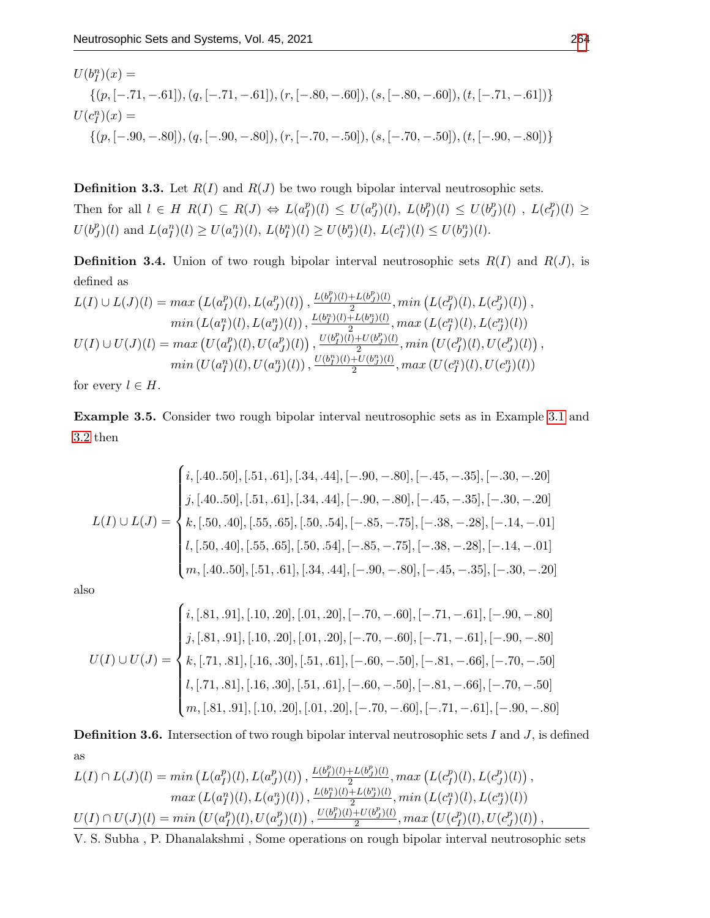$U(b_I^n)(x) =$
$\{(p, [-.71, -.61]), (q, [-.71, -.61]), (r, [-.80, -.60]), (s, [-.80, -.60]), (t, [-.71, -.61])\}$
$U(c_I^n)(x) =$
$\{(p, [-.90, -.80]), (q, [-.90, -.80]), (r, [-.70, -.50]), (s, [-.70, -.50]), (t, [-.90, -.80])\}$

**Definition 3.3.** Let $R(I)$ and $R(J)$ be two rough bipolar interval neutrosophic sets. Then for all $l \in H$ $R(I) \subseteq R(J) \Leftrightarrow L(a_I^p)(l) \leq U(a_J^p)(l)$, $L(b_I^p)(l) \leq U(b_J^p)(l)$ , $L(c_I^p)(l) \geq U(b_J^p)(l)$ and $L(a_I^n)(l) \geq U(a_J^n)(l)$, $L(b_I^n)(l) \geq U(b_J^n)(l)$, $L(c_I^n)(l) \leq U(b_J^n)(l)$.

**Definition 3.4.** Union of two rough bipolar interval neutrosophic sets $R(I)$ and $R(J)$, is defined as

$$
\begin{aligned}
L(I) \cup L(J)(l) = {} & max\left(L(a_I^p)(l), L(a_J^p)(l)\right), \tfrac{L(b_I^p)(l)+L(b_J^p)(l)}{2}, min\left(L(c_I^p)(l), L(c_J^p)(l)\right), \\
& min\left(L(a_I^n)(l), L(a_J^n)(l)\right), \tfrac{L(b_I^n)(l)+L(b_J^n)(l)}{2}, max\left(L(c_I^n)(l), L(c_J^n)(l)\right) \\
U(I) \cup U(J)(l) = {} & max\left(U(a_I^p)(l), U(a_J^p)(l)\right), \tfrac{U(b_I^p)(l)+U(b_J^p)(l)}{2}, min\left(U(c_I^p)(l), U(c_J^p)(l)\right), \\
& min\left(U(a_I^n)(l), U(a_J^n)(l)\right), \tfrac{U(b_I^n)(l)+U(b_J^n)(l)}{2}, max\left(U(c_I^n)(l), U(c_J^n)(l)\right)
\end{aligned}
$$

for every $l \in H$.

**Example 3.5.** Consider two rough bipolar interval neutrosophic sets as in Example 3.1 and 3.2 then

$$
L(I) \cup L(J) = \begin{cases}
i, [.40..50], [.51, .61], [.34, .44], [-.90, -.80], [-.45, -.35], [-.30, -.20] \\
j, [.40..50], [.51, .61], [.34, .44], [-.90, -.80], [-.45, -.35], [-.30, -.20] \\
k, [.50, .40], [.55, .65], [.50, .54], [-.85, -.75], [-.38, -.28], [-.14, -.01] \\
l, [.50, .40], [.55, .65], [.50, .54], [-.85, -.75], [-.38, -.28], [-.14, -.01] \\
m, [.40..50], [.51, .61], [.34, .44], [-.90, -.80], [-.45, -.35], [-.30, -.20]
\end{cases}
$$

also

$$
U(I) \cup U(J) = \begin{cases}
i, [.81, .91], [.10, .20], [.01, .20], [-.70, -.60], [-.71, -.61], [-.90, -.80] \\
j, [.81, .91], [.10, .20], [.01, .20], [-.70, -.60], [-.71, -.61], [-.90, -.80] \\
k, [.71, .81], [.16, .30], [.51, .61], [-.60, -.50], [-.81, -.66], [-.70, -.50] \\
l, [.71, .81], [.16, .30], [.51, .61], [-.60, -.50], [-.81, -.66], [-.70, -.50] \\
m, [.81, .91], [.10, .20], [.01, .20], [-.70, -.60], [-.71, -.61], [-.90, -.80]
\end{cases}
$$

**Definition 3.6.** Intersection of two rough bipolar interval neutrosophic sets $I$ and $J$, is defined as

$$
\begin{aligned}
L(I) \cap L(J)(l) = {} & min\left(L(a_I^p)(l), L(a_J^p)(l)\right), \tfrac{L(b_I^p)(l)+L(b_J^p)(l)}{2}, max\left(L(c_I^p)(l), L(c_J^p)(l)\right), \\
& max\left(L(a_I^n)(l), L(a_J^n)(l)\right), \tfrac{L(b_I^n)(l)+L(b_J^n)(l)}{2}, min\left(L(c_I^n)(l), L(c_J^n)(l)\right) \\
U(I) \cap U(J)(l) = {} & min\left(U(a_I^p)(l), U(a_J^p)(l)\right), \tfrac{U(b_I^p)(l)+U(b_J^p)(l)}{2}, max\left(U(c_I^p)(l), U(c_J^p)(l)\right),
\end{aligned}
$$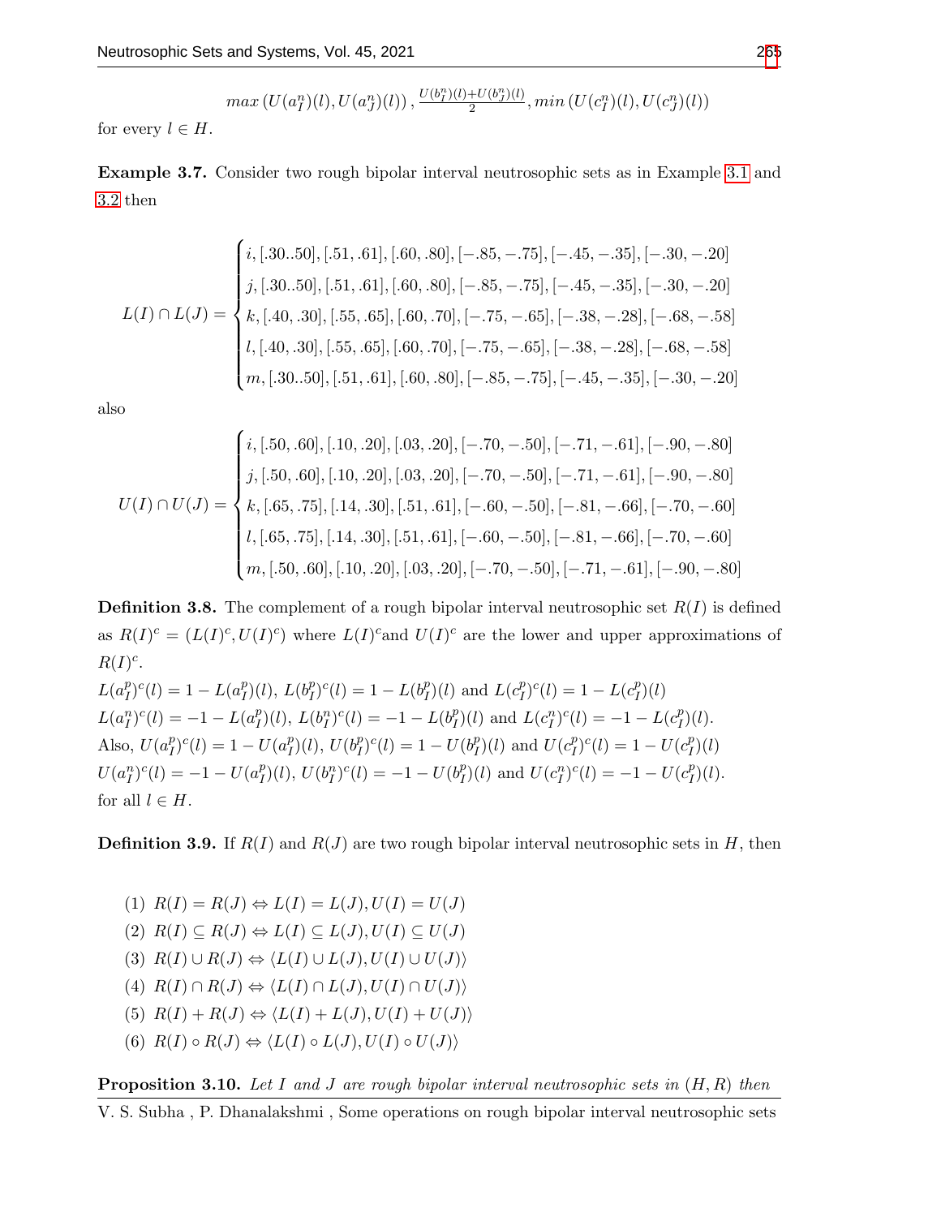$$max\left(U(a_I^n)(l), U(a_J^n)(l)\right), \frac{U(b_I^n)(l)+U(b_J^n)(l)}{2}, min\left(U(c_I^n)(l), U(c_J^n)(l)\right)$$

for every $l \in H$.

**Example 3.7.** Consider two rough bipolar interval neutrosophic sets as in Example 3.1 and 3.2 then

$$L(I)\cap L(J) = \begin{cases} i, [.30..50], [.51, .61], [.60, .80], [-.85, -.75], [-.45, -.35], [-.30, -.20] \\ j, [.30..50], [.51, .61], [.60, .80], [-.85, -.75], [-.45, -.35], [-.30, -.20] \\ k, [.40, .30], [.55, .65], [.60, .70], [-.75, -.65], [-.38, -.28], [-.68, -.58] \\ l, [.40, .30], [.55, .65], [.60, .70], [-.75, -.65], [-.38, -.28], [-.68, -.58] \\ m, [.30..50], [.51, .61], [.60, .80], [-.85, -.75], [-.45, -.35], [-.30, -.20] \end{cases}$$

also

$$U(I)\cap U(J) = \begin{cases} i, [.50, .60], [.10, .20], [.03, .20], [-.70, -.50], [-.71, -.61], [-.90, -.80] \\ j, [.50, .60], [.10, .20], [.03, .20], [-.70, -.50], [-.71, -.61], [-.90, -.80] \\ k, [.65, .75], [.14, .30], [.51, .61], [-.60, -.50], [-.81, -.66], [-.70, -.60] \\ l, [.65, .75], [.14, .30], [.51, .61], [-.60, -.50], [-.81, -.66], [-.70, -.60] \\ m, [.50, .60], [.10, .20], [.03, .20], [-.70, -.50], [-.71, -.61], [-.90, -.80] \end{cases}$$

**Definition 3.8.** The complement of a rough bipolar interval neutrosophic set $R(I)$ is defined as $R(I)^c = (L(I)^c, U(I)^c)$ where $L(I)^c$and $U(I)^c$ are the lower and upper approximations of $R(I)^c$.

$L(a_I^p)^c(l) = 1 - L(a_I^p)(l)$, $L(b_I^p)^c(l) = 1 - L(b_I^p)(l)$ and $L(c_I^p)^c(l) = 1 - L(c_I^p)(l)$

$L(a_I^n)^c(l) = -1 - L(a_I^p)(l)$, $L(b_I^n)^c(l) = -1 - L(b_I^p)(l)$ and $L(c_I^n)^c(l) = -1 - L(c_I^p)(l)$.

Also, $U(a_I^p)^c(l) = 1 - U(a_I^p)(l)$, $U(b_I^p)^c(l) = 1 - U(b_I^p)(l)$ and $U(c_I^p)^c(l) = 1 - U(c_I^p)(l)$

$U(a_I^n)^c(l) = -1 - U(a_I^p)(l)$, $U(b_I^n)^c(l) = -1 - U(b_I^p)(l)$ and $U(c_I^n)^c(l) = -1 - U(c_I^p)(l)$.

for all $l \in H$.

**Definition 3.9.** If $R(I)$ and $R(J)$ are two rough bipolar interval neutrosophic sets in $H$, then

(1) $R(I) = R(J) \Leftrightarrow L(I) = L(J), U(I) = U(J)$

(2) $R(I) \subseteq R(J) \Leftrightarrow L(I) \subseteq L(J), U(I) \subseteq U(J)$

(3) $R(I) \cup R(J) \Leftrightarrow \langle L(I) \cup L(J), U(I) \cup U(J)\rangle$

(4) $R(I) \cap R(J) \Leftrightarrow \langle L(I) \cap L(J), U(I) \cap U(J)\rangle$

(5) $R(I) + R(J) \Leftrightarrow \langle L(I) + L(J), U(I) + U(J)\rangle$

(6) $R(I) \circ R(J) \Leftrightarrow \langle L(I) \circ L(J), U(I) \circ U(J)\rangle$

**Proposition 3.10.** *Let $I$ and $J$ are rough bipolar interval neutrosophic sets in $(H, R)$ then*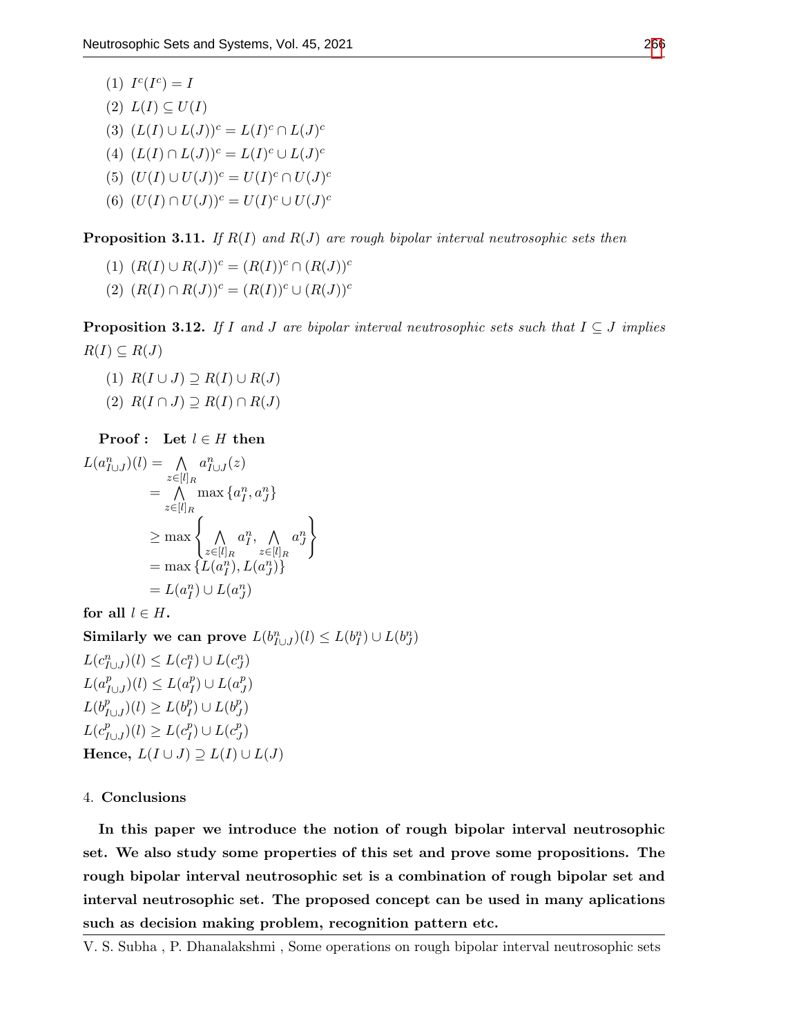(1) $I^c(I^c) = I$

(2) $L(I) \subseteq U(I)$

(3) $(L(I) \cup L(J))^c = L(I)^c \cap L(J)^c$

(4) $(L(I) \cap L(J))^c = L(I)^c \cup L(J)^c$

(5) $(U(I) \cup U(J))^c = U(I)^c \cap U(J)^c$

(6) $(U(I) \cap U(J))^c = U(I)^c \cup U(J)^c$

**Proposition 3.11.** *If $R(I)$ and $R(J)$ are rough bipolar interval neutrosophic sets then*

(1) $(R(I) \cup R(J))^c = (R(I))^c \cap (R(J))^c$

(2) $(R(I) \cap R(J))^c = (R(I))^c \cup (R(J))^c$

**Proposition 3.12.** *If $I$ and $J$ are bipolar interval neutrosophic sets such that $I \subseteq J$ implies $R(I) \subseteq R(J)$*

(1) $R(I \cup J) \supseteq R(I) \cup R(J)$

(2) $R(I \cap J) \supseteq R(I) \cap R(J)$

**Proof : Let $l \in H$ then**

$$
\begin{aligned}
L(a^n_{I \cup J})(l) &= \bigwedge_{z \in [l]_R} a^n_{I \cup J}(z) \\
&= \bigwedge_{z \in [l]_R} \max\{a^n_I, a^n_J\} \\
&\geq \max\left\{ \bigwedge_{z \in [l]_R} a^n_I, \bigwedge_{z \in [l]_R} a^n_J \right\} \\
&= \max\{L(a^n_I), L(a^n_J)\} \\
&= L(a^n_I) \cup L(a^n_J)
\end{aligned}
$$

**for all $l \in H$.**

**Similarly we can prove** $L(b^n_{I \cup J})(l) \leq L(b^n_I) \cup L(b^n_J)$

$L(c^n_{I \cup J})(l) \leq L(c^n_I) \cup L(c^n_J)$

$L(a^p_{I \cup J})(l) \leq L(a^p_I) \cup L(a^p_J)$

$L(b^p_{I \cup J})(l) \geq L(b^p_I) \cup L(b^p_J)$

$L(c^p_{I \cup J})(l) \geq L(c^p_I) \cup L(c^p_J)$

**Hence,** $L(I \cup J) \supseteq L(I) \cup L(J)$

## 4. Conclusions

**In this paper we introduce the notion of rough bipolar interval neutrosophic set. We also study some properties of this set and prove some propositions. The rough bipolar interval neutrosophic set is a combination of rough bipolar set and interval neutrosophic set. The proposed concept can be used in many aplications such as decision making problem, recognition pattern etc.**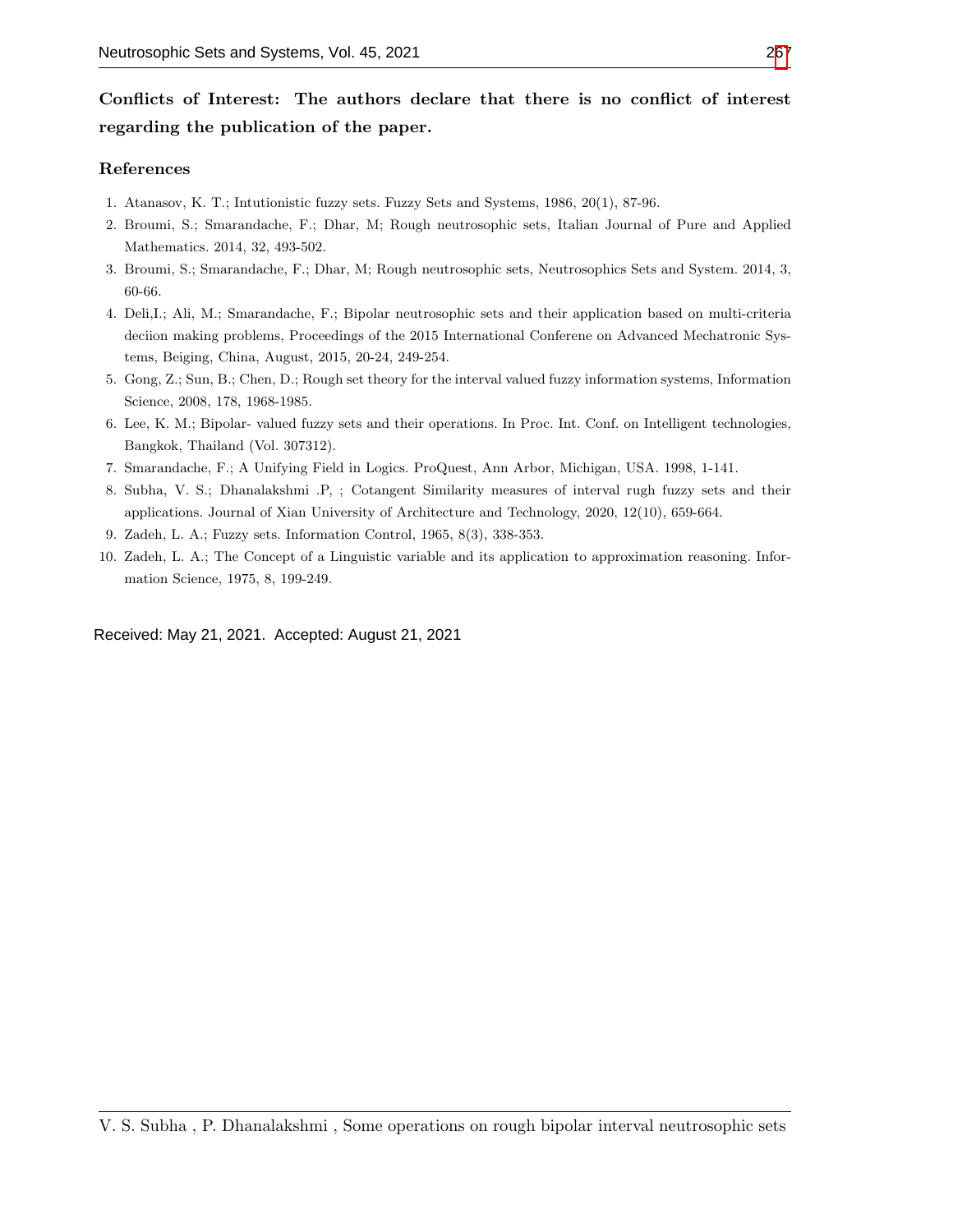**Conflicts of Interest: The authors declare that there is no conflict of interest regarding the publication of the paper.**

## References

1. Atanasov, K. T.; Intutionistic fuzzy sets. Fuzzy Sets and Systems, 1986, 20(1), 87-96.
2. Broumi, S.; Smarandache, F.; Dhar, M; Rough neutrosophic sets, Italian Journal of Pure and Applied Mathematics. 2014, 32, 493-502.
3. Broumi, S.; Smarandache, F.; Dhar, M; Rough neutrosophic sets, Neutrosophics Sets and System. 2014, 3, 60-66.
4. Deli,I.; Ali, M.; Smarandache, F.; Bipolar neutrosophic sets and their application based on multi-criteria deciion making problems, Proceedings of the 2015 International Conferene on Advanced Mechatronic Systems, Beiging, China, August, 2015, 20-24, 249-254.
5. Gong, Z.; Sun, B.; Chen, D.; Rough set theory for the interval valued fuzzy information systems, Information Science, 2008, 178, 1968-1985.
6. Lee, K. M.; Bipolar- valued fuzzy sets and their operations. In Proc. Int. Conf. on Intelligent technologies, Bangkok, Thailand (Vol. 307312).
7. Smarandache, F.; A Unifying Field in Logics. ProQuest, Ann Arbor, Michigan, USA. 1998, 1-141.
8. Subha, V. S.; Dhanalakshmi .P, ; Cotangent Similarity measures of interval rugh fuzzy sets and their applications. Journal of Xian University of Architecture and Technology, 2020, 12(10), 659-664.
9. Zadeh, L. A.; Fuzzy sets. Information Control, 1965, 8(3), 338-353.
10. Zadeh, L. A.; The Concept of a Linguistic variable and its application to approximation reasoning. Information Science, 1975, 8, 199-249.

Received: May 21, 2021. Accepted: August 21, 2021